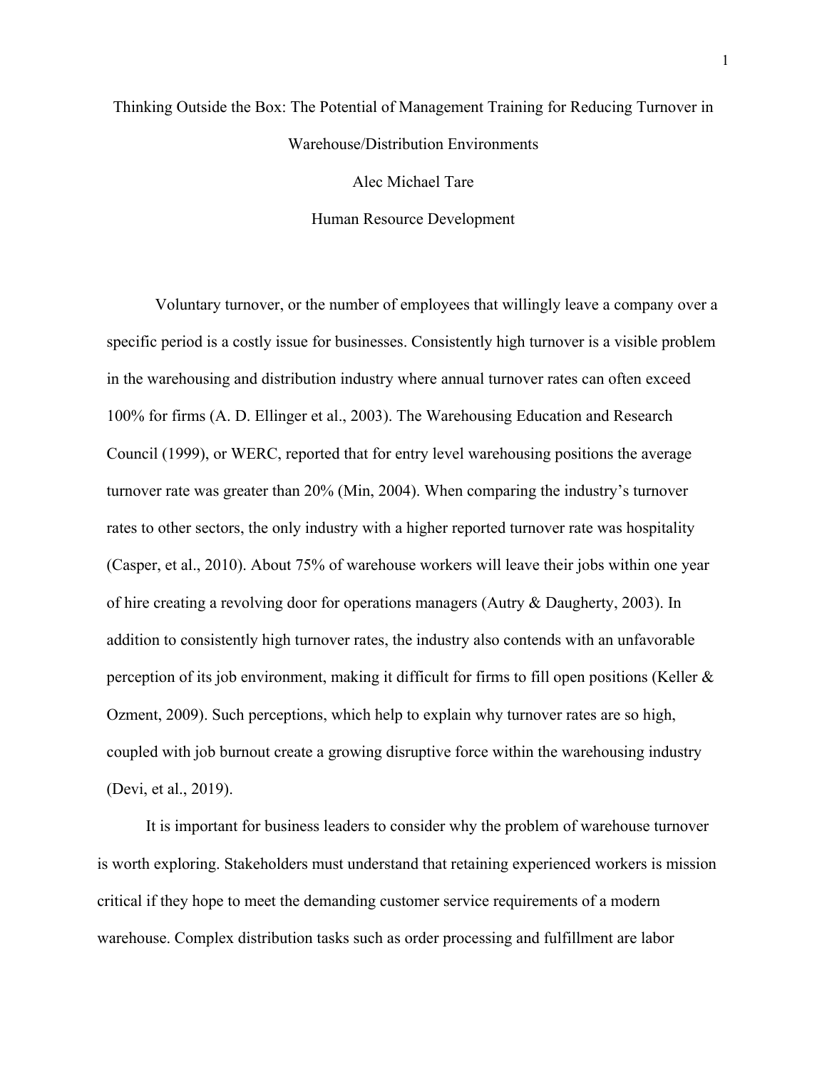Thinking Outside the Box: The Potential of Management Training for Reducing Turnover in Warehouse/Distribution Environments

Alec Michael Tare

Human Resource Development

Voluntary turnover, or the number of employees that willingly leave a company over a specific period is a costly issue for businesses. Consistently high turnover is a visible problem in the warehousing and distribution industry where annual turnover rates can often exceed 100% for firms (A. D. Ellinger et al., 2003). The Warehousing Education and Research Council (1999), or WERC, reported that for entry level warehousing positions the average turnover rate was greater than 20% (Min, 2004). When comparing the industry's turnover rates to other sectors, the only industry with a higher reported turnover rate was hospitality (Casper, et al., 2010). About 75% of warehouse workers will leave their jobs within one year of hire creating a revolving door for operations managers (Autry & Daugherty, 2003). In addition to consistently high turnover rates, the industry also contends with an unfavorable perception of its job environment, making it difficult for firms to fill open positions (Keller & Ozment, 2009). Such perceptions, which help to explain why turnover rates are so high, coupled with job burnout create a growing disruptive force within the warehousing industry (Devi, et al., 2019).

It is important for business leaders to consider why the problem of warehouse turnover is worth exploring. Stakeholders must understand that retaining experienced workers is mission critical if they hope to meet the demanding customer service requirements of a modern warehouse. Complex distribution tasks such as order processing and fulfillment are labor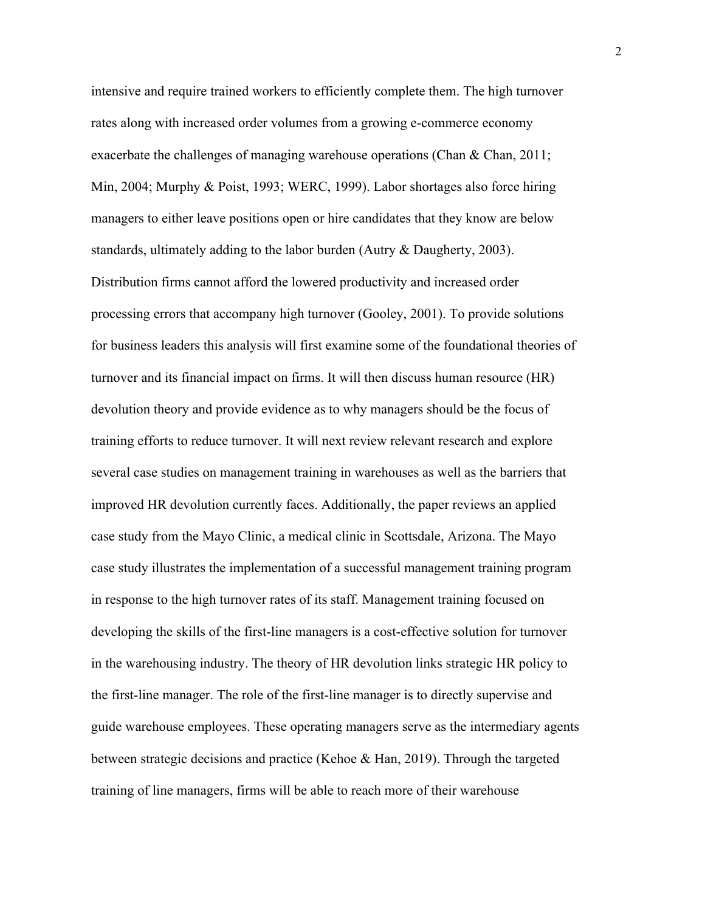intensive and require trained workers to efficiently complete them. The high turnover rates along with increased order volumes from a growing e-commerce economy exacerbate the challenges of managing warehouse operations (Chan & Chan, 2011; Min, 2004; Murphy & Poist, 1993; WERC, 1999). Labor shortages also force hiring managers to either leave positions open or hire candidates that they know are below standards, ultimately adding to the labor burden (Autry & Daugherty, 2003). Distribution firms cannot afford the lowered productivity and increased order processing errors that accompany high turnover (Gooley, 2001). To provide solutions for business leaders this analysis will first examine some of the foundational theories of turnover and its financial impact on firms. It will then discuss human resource (HR) devolution theory and provide evidence as to why managers should be the focus of training efforts to reduce turnover. It will next review relevant research and explore several case studies on management training in warehouses as well as the barriers that improved HR devolution currently faces. Additionally, the paper reviews an applied case study from the Mayo Clinic, a medical clinic in Scottsdale, Arizona. The Mayo case study illustrates the implementation of a successful management training program in response to the high turnover rates of its staff. Management training focused on developing the skills of the first-line managers is a cost-effective solution for turnover in the warehousing industry. The theory of HR devolution links strategic HR policy to the first-line manager. The role of the first-line manager is to directly supervise and guide warehouse employees. These operating managers serve as the intermediary agents between strategic decisions and practice (Kehoe & Han, 2019). Through the targeted training of line managers, firms will be able to reach more of their warehouse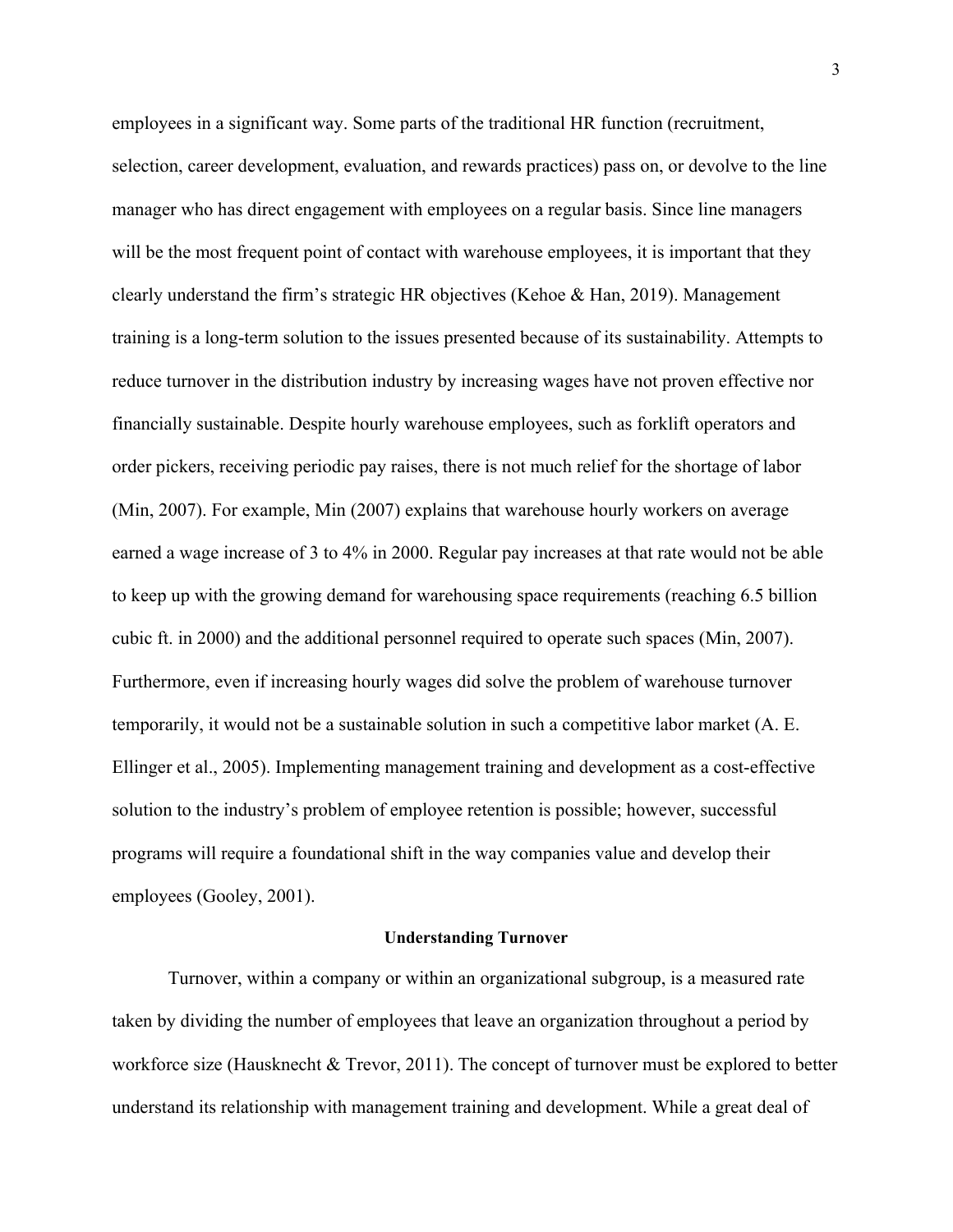employees in a significant way. Some parts of the traditional HR function (recruitment, selection, career development, evaluation, and rewards practices) pass on, or devolve to the line manager who has direct engagement with employees on a regular basis. Since line managers will be the most frequent point of contact with warehouse employees, it is important that they clearly understand the firm's strategic HR objectives (Kehoe & Han, 2019). Management training is a long-term solution to the issues presented because of its sustainability. Attempts to reduce turnover in the distribution industry by increasing wages have not proven effective nor financially sustainable. Despite hourly warehouse employees, such as forklift operators and order pickers, receiving periodic pay raises, there is not much relief for the shortage of labor (Min, 2007). For example, Min (2007) explains that warehouse hourly workers on average earned a wage increase of 3 to 4% in 2000. Regular pay increases at that rate would not be able to keep up with the growing demand for warehousing space requirements (reaching 6.5 billion cubic ft. in 2000) and the additional personnel required to operate such spaces (Min, 2007). Furthermore, even if increasing hourly wages did solve the problem of warehouse turnover temporarily, it would not be a sustainable solution in such a competitive labor market (A. E. Ellinger et al., 2005). Implementing management training and development as a cost-effective solution to the industry's problem of employee retention is possible; however, successful programs will require a foundational shift in the way companies value and develop their employees (Gooley, 2001).

## Understanding Turnover

Turnover, within a company or within an organizational subgroup, is a measured rate taken by dividing the number of employees that leave an organization throughout a period by workforce size (Hausknecht & Trevor, 2011). The concept of turnover must be explored to better understand its relationship with management training and development. While a great deal of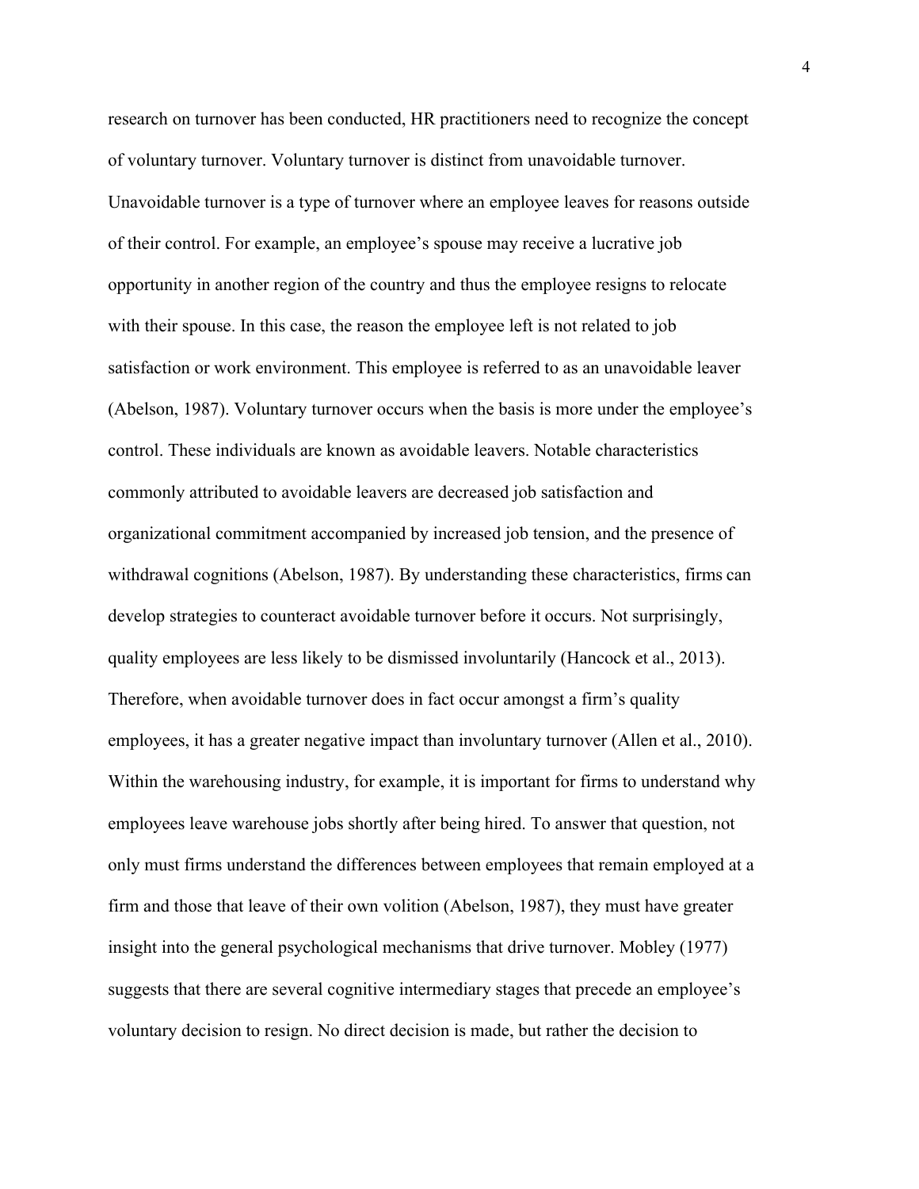research on turnover has been conducted, HR practitioners need to recognize the concept of voluntary turnover. Voluntary turnover is distinct from unavoidable turnover. Unavoidable turnover is a type of turnover where an employee leaves for reasons outside of their control. For example, an employee's spouse may receive a lucrative job opportunity in another region of the country and thus the employee resigns to relocate with their spouse. In this case, the reason the employee left is not related to job satisfaction or work environment. This employee is referred to as an unavoidable leaver (Abelson, 1987). Voluntary turnover occurs when the basis is more under the employee's control. These individuals are known as avoidable leavers. Notable characteristics commonly attributed to avoidable leavers are decreased job satisfaction and organizational commitment accompanied by increased job tension, and the presence of withdrawal cognitions (Abelson, 1987). By understanding these characteristics, firms can develop strategies to counteract avoidable turnover before it occurs. Not surprisingly, quality employees are less likely to be dismissed involuntarily (Hancock et al., 2013). Therefore, when avoidable turnover does in fact occur amongst a firm's quality employees, it has a greater negative impact than involuntary turnover (Allen et al., 2010). Within the warehousing industry, for example, it is important for firms to understand why employees leave warehouse jobs shortly after being hired. To answer that question, not only must firms understand the differences between employees that remain employed at a firm and those that leave of their own volition (Abelson, 1987), they must have greater insight into the general psychological mechanisms that drive turnover. Mobley (1977) suggests that there are several cognitive intermediary stages that precede an employee's voluntary decision to resign. No direct decision is made, but rather the decision to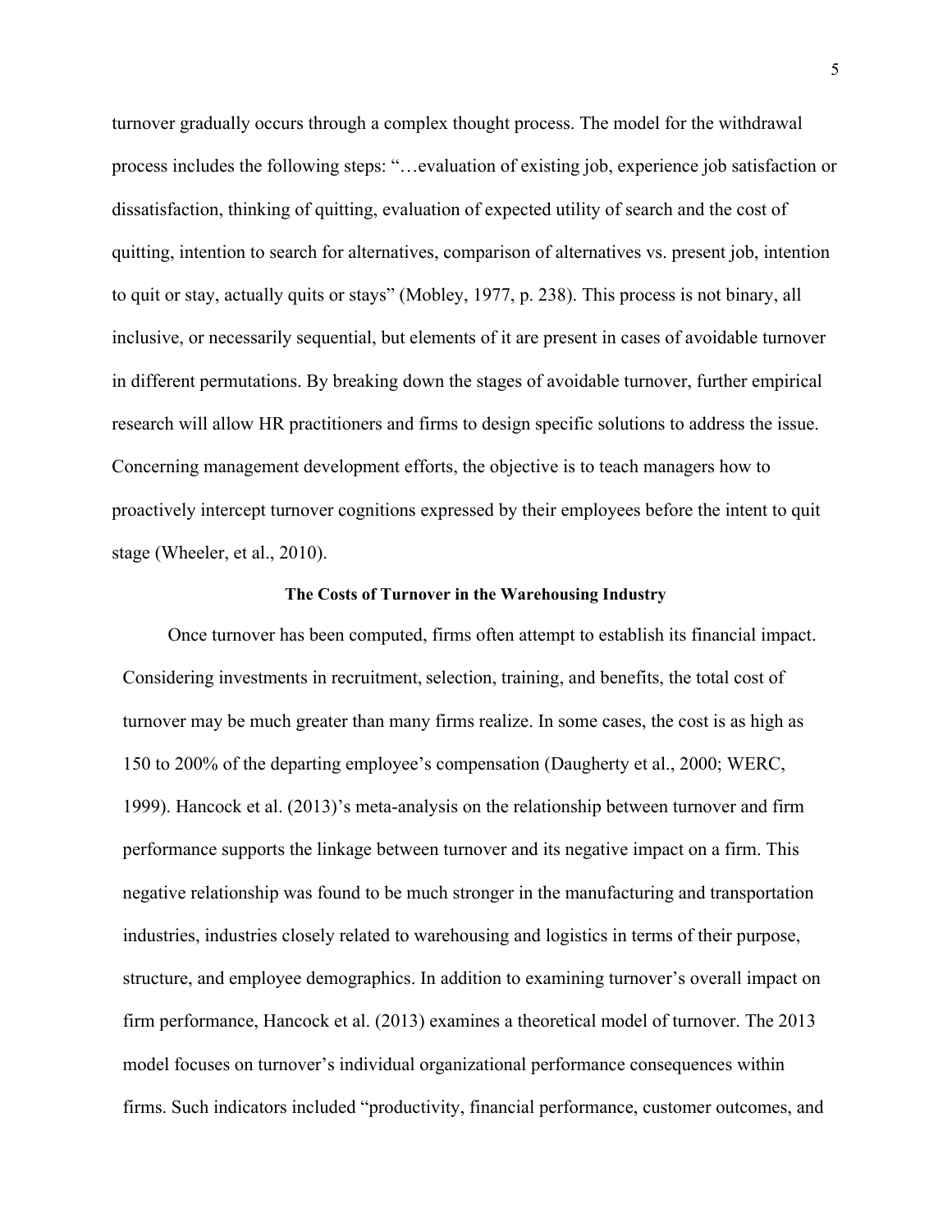turnover gradually occurs through a complex thought process. The model for the withdrawal process includes the following steps: "…evaluation of existing job, experience job satisfaction or dissatisfaction, thinking of quitting, evaluation of expected utility of search and the cost of quitting, intention to search for alternatives, comparison of alternatives vs. present job, intention to quit or stay, actually quits or stays" (Mobley, 1977, p. 238). This process is not binary, all inclusive, or necessarily sequential, but elements of it are present in cases of avoidable turnover in different permutations. By breaking down the stages of avoidable turnover, further empirical research will allow HR practitioners and firms to design specific solutions to address the issue. Concerning management development efforts, the objective is to teach managers how to proactively intercept turnover cognitions expressed by their employees before the intent to quit stage (Wheeler, et al., 2010).

## The Costs of Turnover in the Warehousing Industry

Once turnover has been computed, firms often attempt to establish its financial impact. Considering investments in recruitment, selection, training, and benefits, the total cost of turnover may be much greater than many firms realize. In some cases, the cost is as high as 150 to 200% of the departing employee's compensation (Daugherty et al., 2000; WERC, 1999). Hancock et al. (2013)'s meta-analysis on the relationship between turnover and firm performance supports the linkage between turnover and its negative impact on a firm. This negative relationship was found to be much stronger in the manufacturing and transportation industries, industries closely related to warehousing and logistics in terms of their purpose, structure, and employee demographics. In addition to examining turnover's overall impact on firm performance, Hancock et al. (2013) examines a theoretical model of turnover. The 2013 model focuses on turnover's individual organizational performance consequences within firms. Such indicators included "productivity, financial performance, customer outcomes, and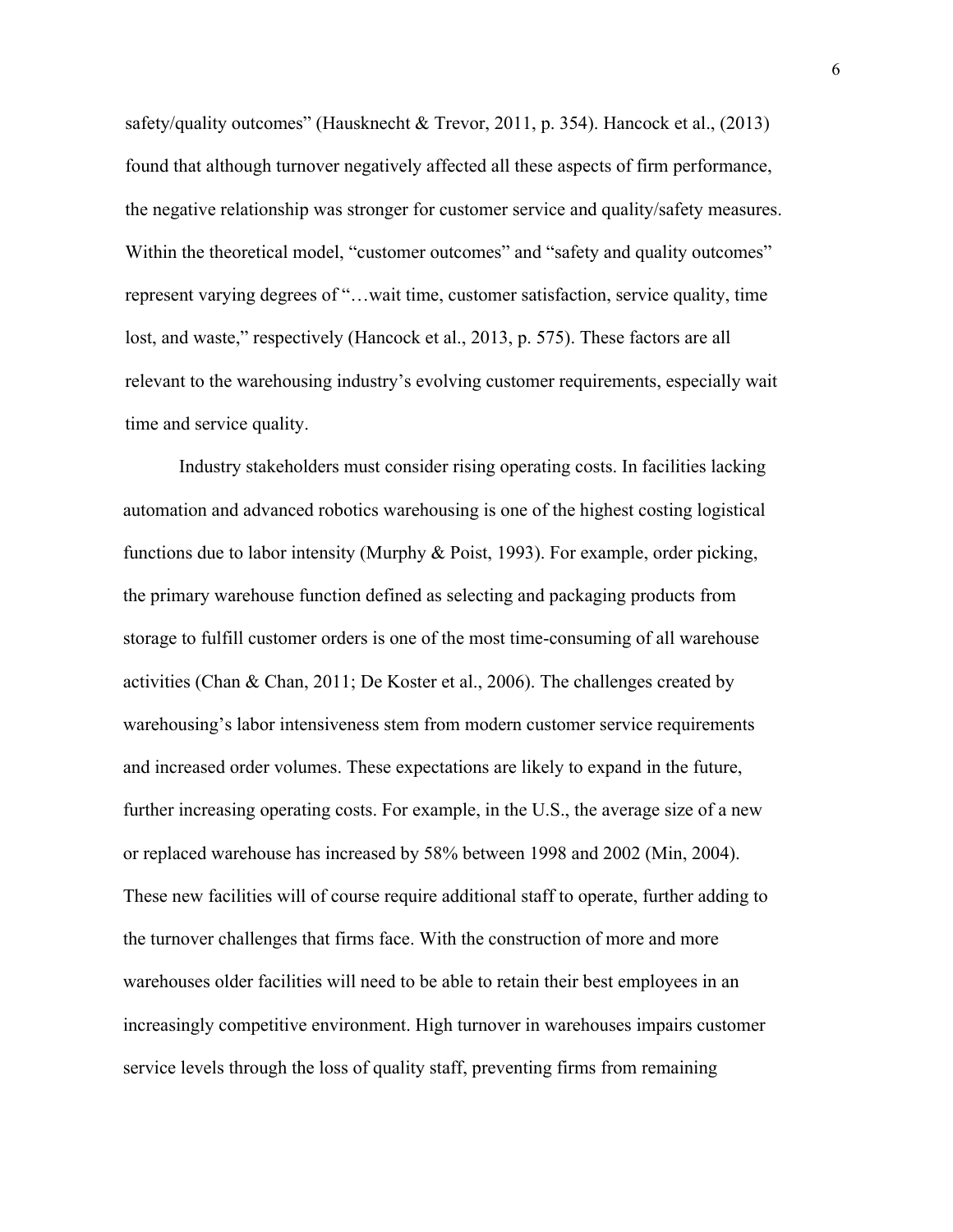safety/quality outcomes" (Hausknecht & Trevor, 2011, p. 354). Hancock et al., (2013) found that although turnover negatively affected all these aspects of firm performance, the negative relationship was stronger for customer service and quality/safety measures. Within the theoretical model, "customer outcomes" and "safety and quality outcomes" represent varying degrees of "…wait time, customer satisfaction, service quality, time lost, and waste," respectively (Hancock et al., 2013, p. 575). These factors are all relevant to the warehousing industry's evolving customer requirements, especially wait time and service quality.

Industry stakeholders must consider rising operating costs. In facilities lacking automation and advanced robotics warehousing is one of the highest costing logistical functions due to labor intensity (Murphy & Poist, 1993). For example, order picking, the primary warehouse function defined as selecting and packaging products from storage to fulfill customer orders is one of the most time-consuming of all warehouse activities (Chan & Chan, 2011; De Koster et al., 2006). The challenges created by warehousing's labor intensiveness stem from modern customer service requirements and increased order volumes. These expectations are likely to expand in the future, further increasing operating costs. For example, in the U.S., the average size of a new or replaced warehouse has increased by 58% between 1998 and 2002 (Min, 2004). These new facilities will of course require additional staff to operate, further adding to the turnover challenges that firms face. With the construction of more and more warehouses older facilities will need to be able to retain their best employees in an increasingly competitive environment. High turnover in warehouses impairs customer service levels through the loss of quality staff, preventing firms from remaining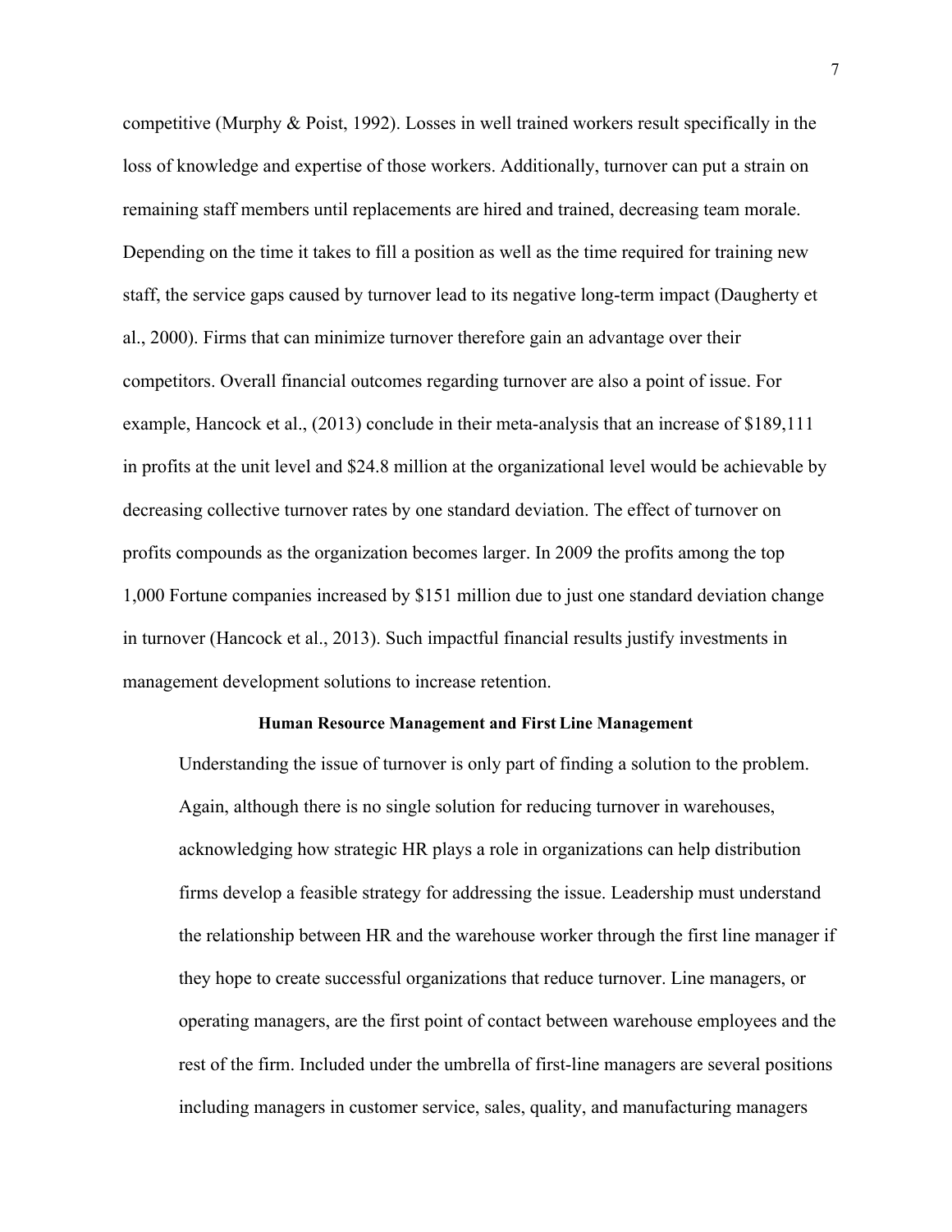competitive (Murphy & Poist, 1992). Losses in well trained workers result specifically in the loss of knowledge and expertise of those workers. Additionally, turnover can put a strain on remaining staff members until replacements are hired and trained, decreasing team morale. Depending on the time it takes to fill a position as well as the time required for training new staff, the service gaps caused by turnover lead to its negative long-term impact (Daugherty et al., 2000). Firms that can minimize turnover therefore gain an advantage over their competitors. Overall financial outcomes regarding turnover are also a point of issue. For example, Hancock et al., (2013) conclude in their meta-analysis that an increase of $189,111 in profits at the unit level and $24.8 million at the organizational level would be achievable by decreasing collective turnover rates by one standard deviation. The effect of turnover on profits compounds as the organization becomes larger. In 2009 the profits among the top 1,000 Fortune companies increased by $151 million due to just one standard deviation change in turnover (Hancock et al., 2013). Such impactful financial results justify investments in management development solutions to increase retention.

### Human Resource Management and First Line Management

Understanding the issue of turnover is only part of finding a solution to the problem. Again, although there is no single solution for reducing turnover in warehouses, acknowledging how strategic HR plays a role in organizations can help distribution firms develop a feasible strategy for addressing the issue. Leadership must understand the relationship between HR and the warehouse worker through the first line manager if they hope to create successful organizations that reduce turnover. Line managers, or operating managers, are the first point of contact between warehouse employees and the rest of the firm. Included under the umbrella of first-line managers are several positions including managers in customer service, sales, quality, and manufacturing managers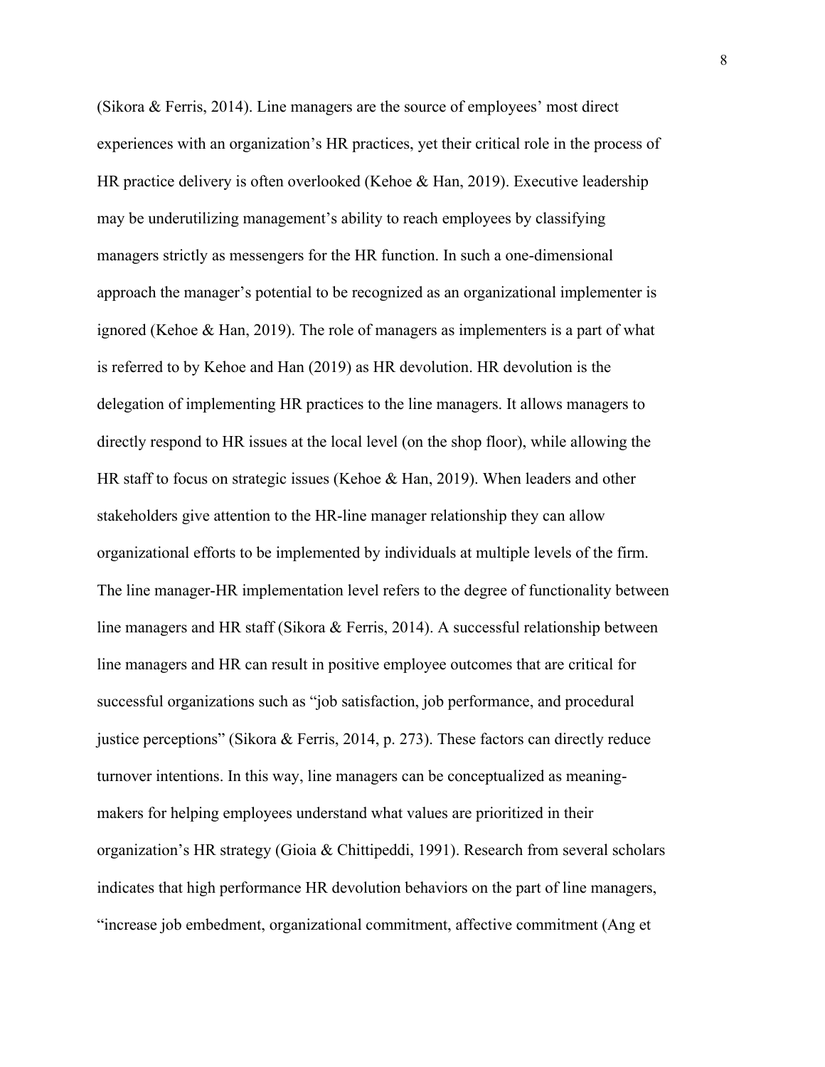(Sikora & Ferris, 2014). Line managers are the source of employees' most direct experiences with an organization's HR practices, yet their critical role in the process of HR practice delivery is often overlooked (Kehoe & Han, 2019). Executive leadership may be underutilizing management's ability to reach employees by classifying managers strictly as messengers for the HR function. In such a one-dimensional approach the manager's potential to be recognized as an organizational implementer is ignored (Kehoe & Han, 2019). The role of managers as implementers is a part of what is referred to by Kehoe and Han (2019) as HR devolution. HR devolution is the delegation of implementing HR practices to the line managers. It allows managers to directly respond to HR issues at the local level (on the shop floor), while allowing the HR staff to focus on strategic issues (Kehoe & Han, 2019). When leaders and other stakeholders give attention to the HR-line manager relationship they can allow organizational efforts to be implemented by individuals at multiple levels of the firm. The line manager-HR implementation level refers to the degree of functionality between line managers and HR staff (Sikora & Ferris, 2014). A successful relationship between line managers and HR can result in positive employee outcomes that are critical for successful organizations such as "job satisfaction, job performance, and procedural justice perceptions" (Sikora & Ferris, 2014, p. 273). These factors can directly reduce turnover intentions. In this way, line managers can be conceptualized as meaning-makers for helping employees understand what values are prioritized in their organization's HR strategy (Gioia & Chittipeddi, 1991). Research from several scholars indicates that high performance HR devolution behaviors on the part of line managers, "increase job embedment, organizational commitment, affective commitment (Ang et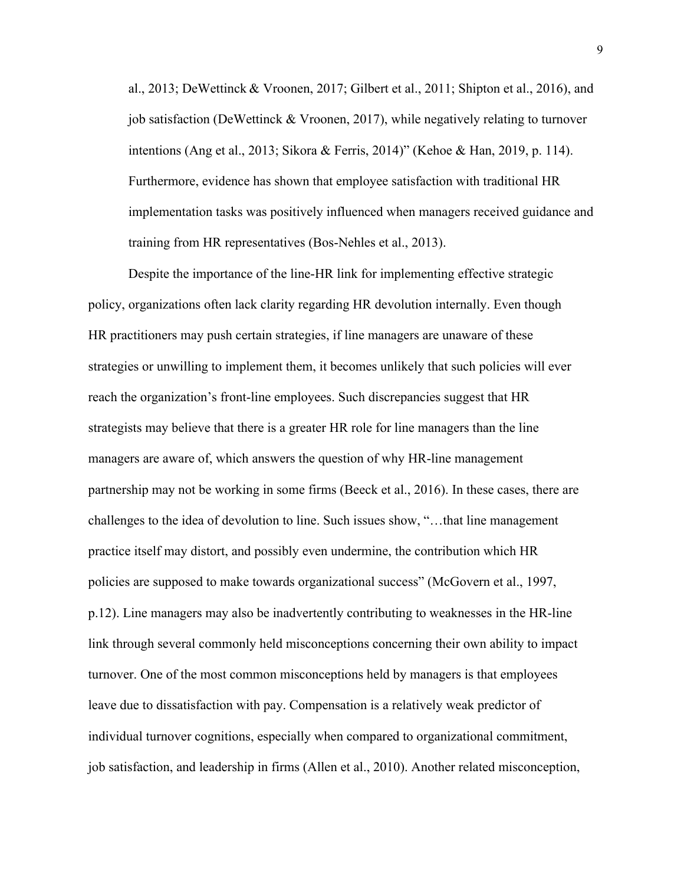al., 2013; DeWettinck & Vroonen, 2017; Gilbert et al., 2011; Shipton et al., 2016), and job satisfaction (DeWettinck & Vroonen, 2017), while negatively relating to turnover intentions (Ang et al., 2013; Sikora & Ferris, 2014)" (Kehoe & Han, 2019, p. 114). Furthermore, evidence has shown that employee satisfaction with traditional HR implementation tasks was positively influenced when managers received guidance and training from HR representatives (Bos-Nehles et al., 2013).

Despite the importance of the line-HR link for implementing effective strategic policy, organizations often lack clarity regarding HR devolution internally. Even though HR practitioners may push certain strategies, if line managers are unaware of these strategies or unwilling to implement them, it becomes unlikely that such policies will ever reach the organization's front-line employees. Such discrepancies suggest that HR strategists may believe that there is a greater HR role for line managers than the line managers are aware of, which answers the question of why HR-line management partnership may not be working in some firms (Beeck et al., 2016). In these cases, there are challenges to the idea of devolution to line. Such issues show, "…that line management practice itself may distort, and possibly even undermine, the contribution which HR policies are supposed to make towards organizational success" (McGovern et al., 1997, p.12). Line managers may also be inadvertently contributing to weaknesses in the HR-line link through several commonly held misconceptions concerning their own ability to impact turnover. One of the most common misconceptions held by managers is that employees leave due to dissatisfaction with pay. Compensation is a relatively weak predictor of individual turnover cognitions, especially when compared to organizational commitment, job satisfaction, and leadership in firms (Allen et al., 2010). Another related misconception,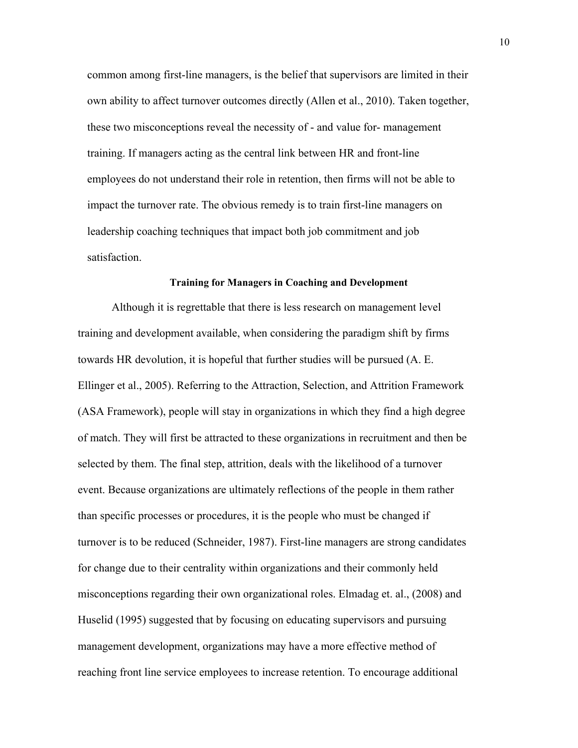common among first-line managers, is the belief that supervisors are limited in their own ability to affect turnover outcomes directly (Allen et al., 2010). Taken together, these two misconceptions reveal the necessity of - and value for- management training. If managers acting as the central link between HR and front-line employees do not understand their role in retention, then firms will not be able to impact the turnover rate. The obvious remedy is to train first-line managers on leadership coaching techniques that impact both job commitment and job satisfaction.

### Training for Managers in Coaching and Development

Although it is regrettable that there is less research on management level training and development available, when considering the paradigm shift by firms towards HR devolution, it is hopeful that further studies will be pursued (A. E. Ellinger et al., 2005). Referring to the Attraction, Selection, and Attrition Framework (ASA Framework), people will stay in organizations in which they find a high degree of match. They will first be attracted to these organizations in recruitment and then be selected by them. The final step, attrition, deals with the likelihood of a turnover event. Because organizations are ultimately reflections of the people in them rather than specific processes or procedures, it is the people who must be changed if turnover is to be reduced (Schneider, 1987). First-line managers are strong candidates for change due to their centrality within organizations and their commonly held misconceptions regarding their own organizational roles. Elmadag et. al., (2008) and Huselid (1995) suggested that by focusing on educating supervisors and pursuing management development, organizations may have a more effective method of reaching front line service employees to increase retention. To encourage additional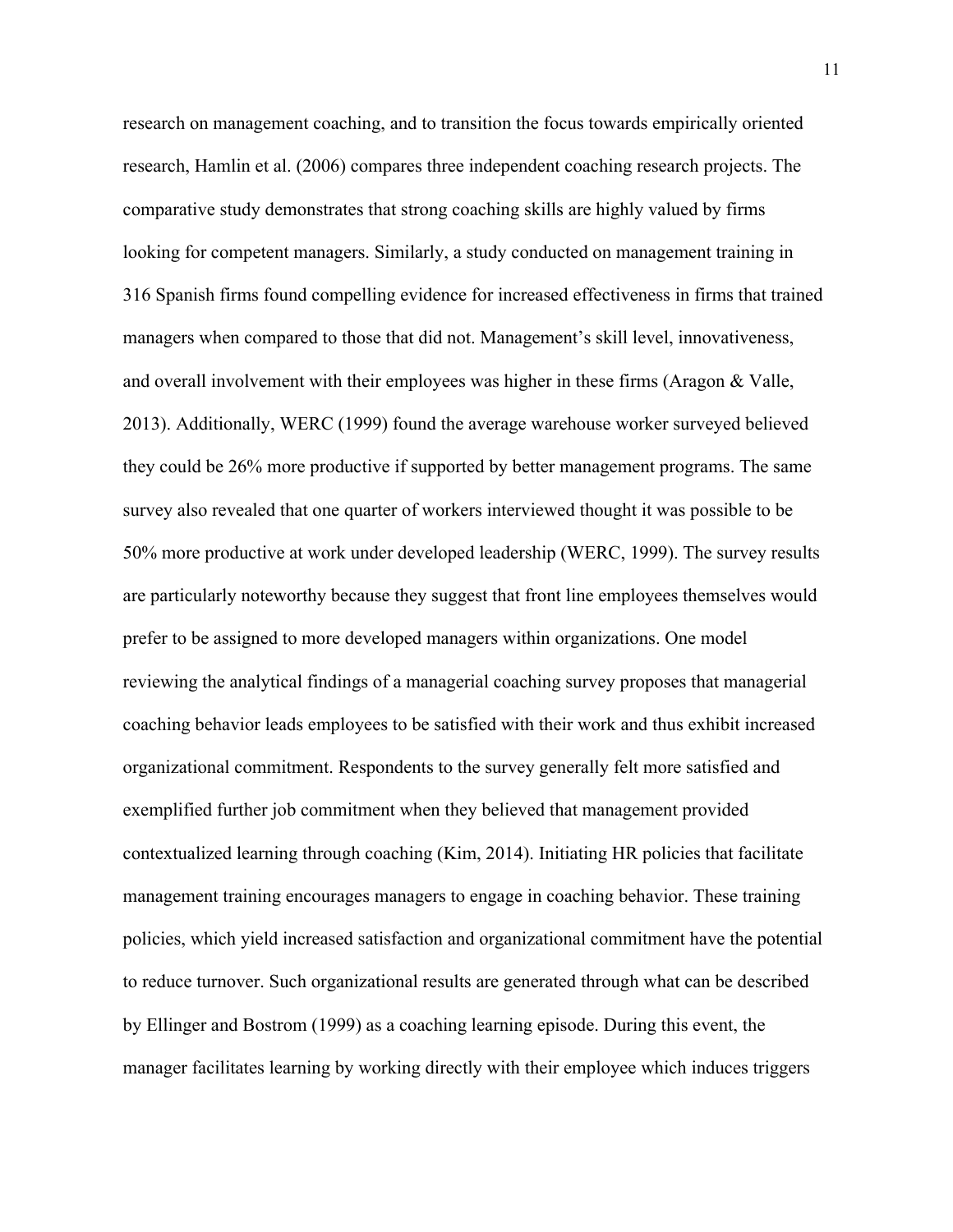research on management coaching, and to transition the focus towards empirically oriented research, Hamlin et al. (2006) compares three independent coaching research projects. The comparative study demonstrates that strong coaching skills are highly valued by firms looking for competent managers. Similarly, a study conducted on management training in 316 Spanish firms found compelling evidence for increased effectiveness in firms that trained managers when compared to those that did not. Management's skill level, innovativeness, and overall involvement with their employees was higher in these firms (Aragon & Valle, 2013). Additionally, WERC (1999) found the average warehouse worker surveyed believed they could be 26% more productive if supported by better management programs. The same survey also revealed that one quarter of workers interviewed thought it was possible to be 50% more productive at work under developed leadership (WERC, 1999). The survey results are particularly noteworthy because they suggest that front line employees themselves would prefer to be assigned to more developed managers within organizations. One model reviewing the analytical findings of a managerial coaching survey proposes that managerial coaching behavior leads employees to be satisfied with their work and thus exhibit increased organizational commitment. Respondents to the survey generally felt more satisfied and exemplified further job commitment when they believed that management provided contextualized learning through coaching (Kim, 2014). Initiating HR policies that facilitate management training encourages managers to engage in coaching behavior. These training policies, which yield increased satisfaction and organizational commitment have the potential to reduce turnover. Such organizational results are generated through what can be described by Ellinger and Bostrom (1999) as a coaching learning episode. During this event, the manager facilitates learning by working directly with their employee which induces triggers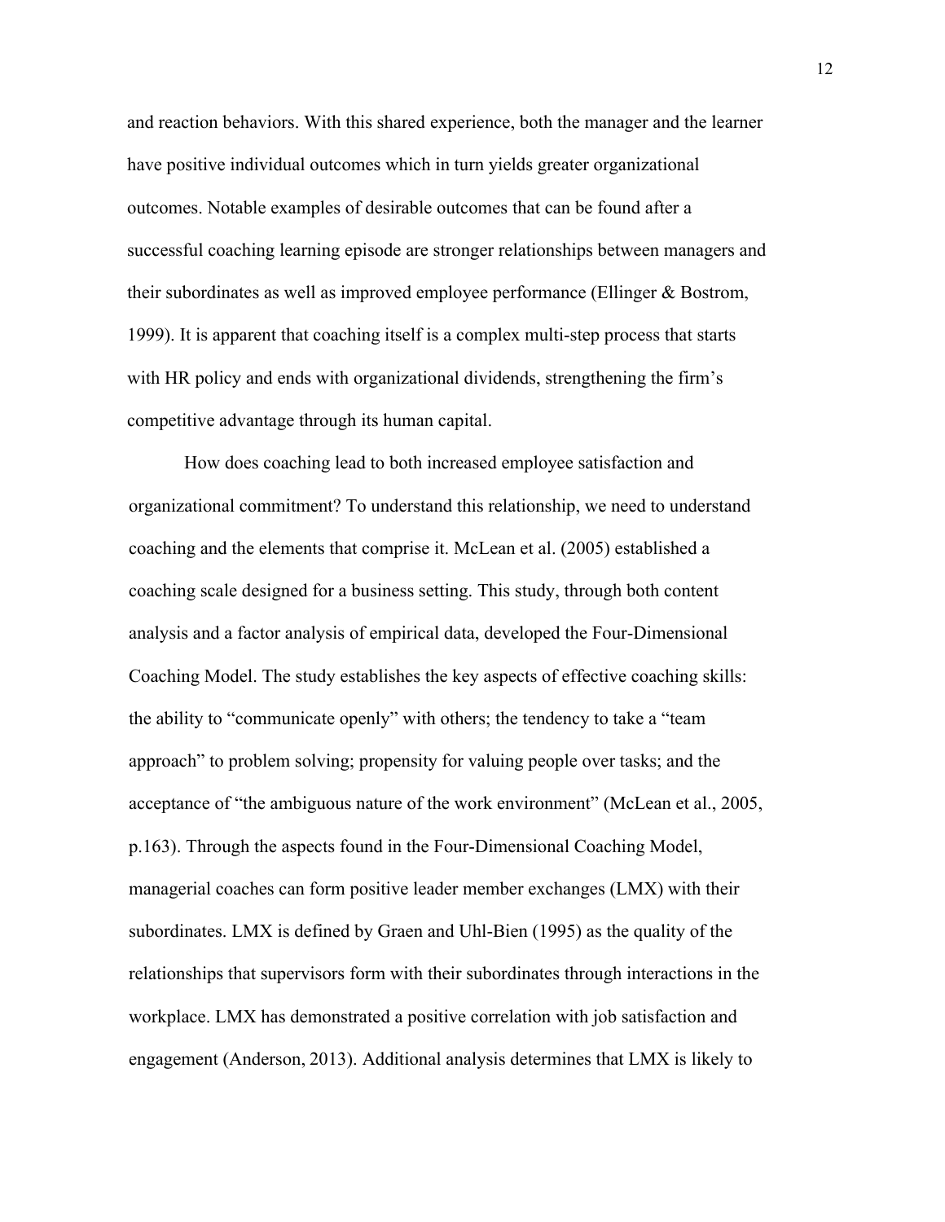and reaction behaviors. With this shared experience, both the manager and the learner have positive individual outcomes which in turn yields greater organizational outcomes. Notable examples of desirable outcomes that can be found after a successful coaching learning episode are stronger relationships between managers and their subordinates as well as improved employee performance (Ellinger & Bostrom, 1999). It is apparent that coaching itself is a complex multi-step process that starts with HR policy and ends with organizational dividends, strengthening the firm's competitive advantage through its human capital.

How does coaching lead to both increased employee satisfaction and organizational commitment? To understand this relationship, we need to understand coaching and the elements that comprise it. McLean et al. (2005) established a coaching scale designed for a business setting. This study, through both content analysis and a factor analysis of empirical data, developed the Four-Dimensional Coaching Model. The study establishes the key aspects of effective coaching skills: the ability to "communicate openly" with others; the tendency to take a "team approach" to problem solving; propensity for valuing people over tasks; and the acceptance of "the ambiguous nature of the work environment" (McLean et al., 2005, p.163). Through the aspects found in the Four-Dimensional Coaching Model, managerial coaches can form positive leader member exchanges (LMX) with their subordinates. LMX is defined by Graen and Uhl-Bien (1995) as the quality of the relationships that supervisors form with their subordinates through interactions in the workplace. LMX has demonstrated a positive correlation with job satisfaction and engagement (Anderson, 2013). Additional analysis determines that LMX is likely to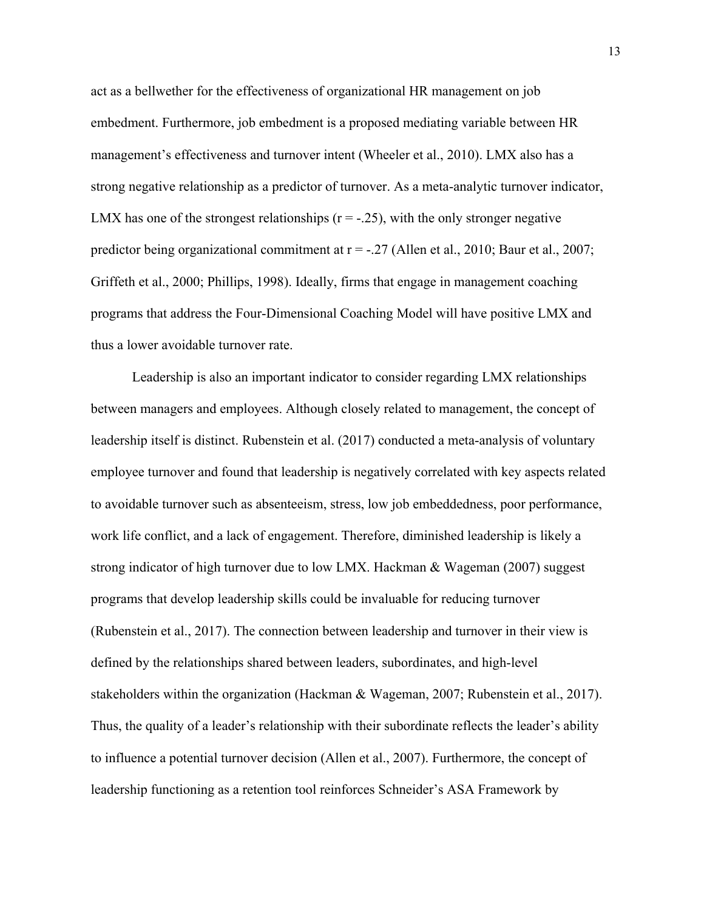act as a bellwether for the effectiveness of organizational HR management on job embedment. Furthermore, job embedment is a proposed mediating variable between HR management's effectiveness and turnover intent (Wheeler et al., 2010). LMX also has a strong negative relationship as a predictor of turnover. As a meta-analytic turnover indicator, LMX has one of the strongest relationships ($r = -.25$), with the only stronger negative predictor being organizational commitment at $r = -.27$ (Allen et al., 2010; Baur et al., 2007; Griffeth et al., 2000; Phillips, 1998). Ideally, firms that engage in management coaching programs that address the Four-Dimensional Coaching Model will have positive LMX and thus a lower avoidable turnover rate.

Leadership is also an important indicator to consider regarding LMX relationships between managers and employees. Although closely related to management, the concept of leadership itself is distinct. Rubenstein et al. (2017) conducted a meta-analysis of voluntary employee turnover and found that leadership is negatively correlated with key aspects related to avoidable turnover such as absenteeism, stress, low job embeddedness, poor performance, work life conflict, and a lack of engagement. Therefore, diminished leadership is likely a strong indicator of high turnover due to low LMX. Hackman & Wageman (2007) suggest programs that develop leadership skills could be invaluable for reducing turnover (Rubenstein et al., 2017). The connection between leadership and turnover in their view is defined by the relationships shared between leaders, subordinates, and high-level stakeholders within the organization (Hackman & Wageman, 2007; Rubenstein et al., 2017). Thus, the quality of a leader's relationship with their subordinate reflects the leader's ability to influence a potential turnover decision (Allen et al., 2007). Furthermore, the concept of leadership functioning as a retention tool reinforces Schneider's ASA Framework by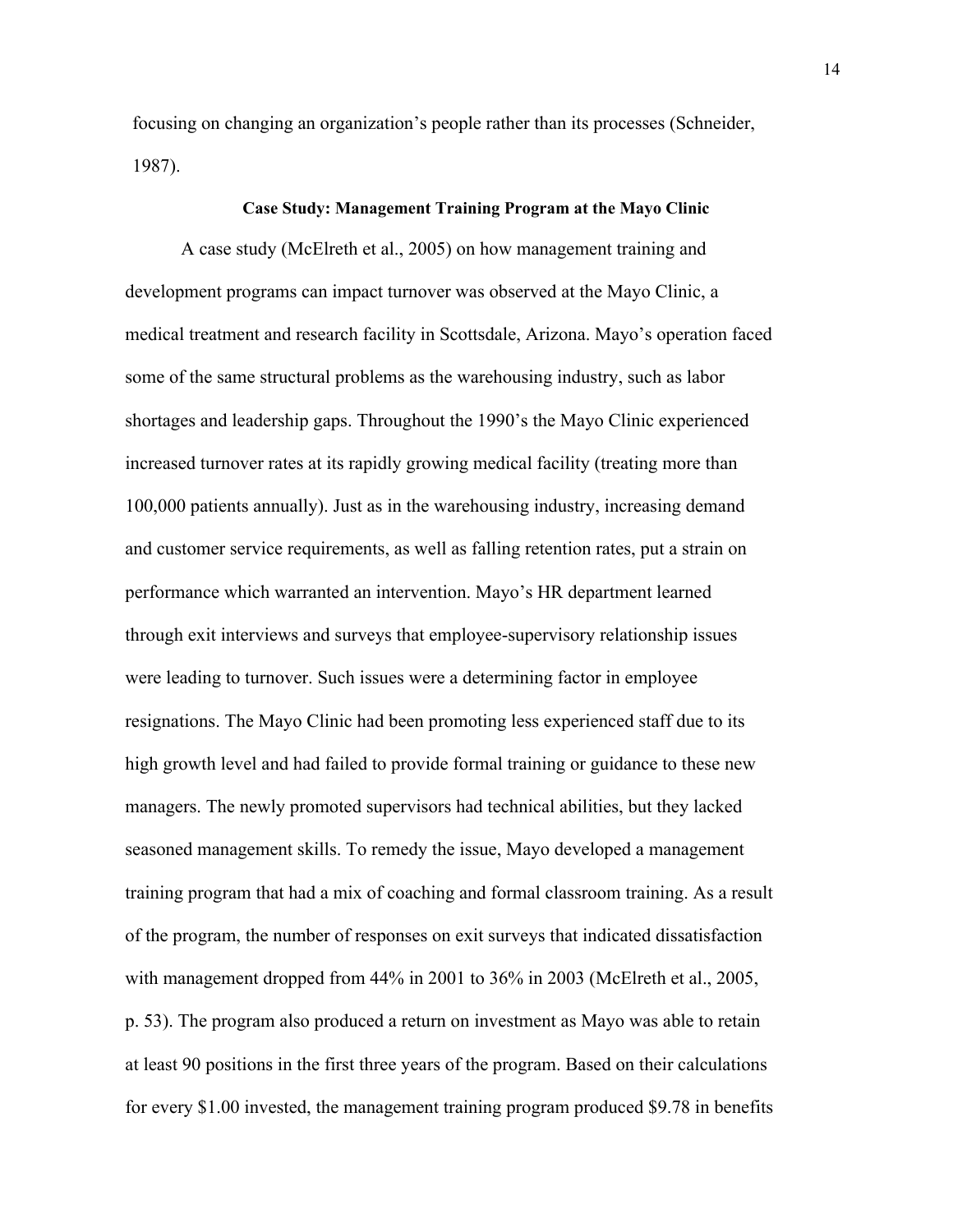focusing on changing an organization's people rather than its processes (Schneider, 1987).

## Case Study: Management Training Program at the Mayo Clinic

A case study (McElreth et al., 2005) on how management training and development programs can impact turnover was observed at the Mayo Clinic, a medical treatment and research facility in Scottsdale, Arizona. Mayo's operation faced some of the same structural problems as the warehousing industry, such as labor shortages and leadership gaps. Throughout the 1990's the Mayo Clinic experienced increased turnover rates at its rapidly growing medical facility (treating more than 100,000 patients annually). Just as in the warehousing industry, increasing demand and customer service requirements, as well as falling retention rates, put a strain on performance which warranted an intervention. Mayo's HR department learned through exit interviews and surveys that employee-supervisory relationship issues were leading to turnover. Such issues were a determining factor in employee resignations. The Mayo Clinic had been promoting less experienced staff due to its high growth level and had failed to provide formal training or guidance to these new managers. The newly promoted supervisors had technical abilities, but they lacked seasoned management skills. To remedy the issue, Mayo developed a management training program that had a mix of coaching and formal classroom training. As a result of the program, the number of responses on exit surveys that indicated dissatisfaction with management dropped from 44% in 2001 to 36% in 2003 (McElreth et al., 2005, p. 53). The program also produced a return on investment as Mayo was able to retain at least 90 positions in the first three years of the program. Based on their calculations for every $1.00 invested, the management training program produced $9.78 in benefits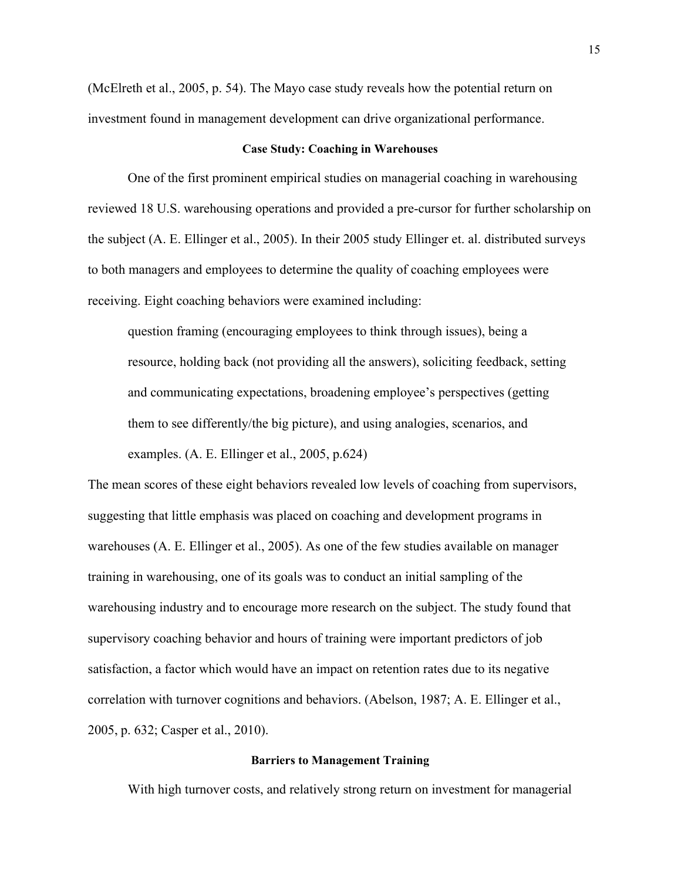(McElreth et al., 2005, p. 54). The Mayo case study reveals how the potential return on investment found in management development can drive organizational performance.

### Case Study: Coaching in Warehouses

One of the first prominent empirical studies on managerial coaching in warehousing reviewed 18 U.S. warehousing operations and provided a pre-cursor for further scholarship on the subject (A. E. Ellinger et al., 2005). In their 2005 study Ellinger et. al. distributed surveys to both managers and employees to determine the quality of coaching employees were receiving. Eight coaching behaviors were examined including:

> question framing (encouraging employees to think through issues), being a resource, holding back (not providing all the answers), soliciting feedback, setting and communicating expectations, broadening employee's perspectives (getting them to see differently/the big picture), and using analogies, scenarios, and examples. (A. E. Ellinger et al., 2005, p.624)

The mean scores of these eight behaviors revealed low levels of coaching from supervisors, suggesting that little emphasis was placed on coaching and development programs in warehouses (A. E. Ellinger et al., 2005). As one of the few studies available on manager training in warehousing, one of its goals was to conduct an initial sampling of the warehousing industry and to encourage more research on the subject. The study found that supervisory coaching behavior and hours of training were important predictors of job satisfaction, a factor which would have an impact on retention rates due to its negative correlation with turnover cognitions and behaviors. (Abelson, 1987; A. E. Ellinger et al., 2005, p. 632; Casper et al., 2010).

### Barriers to Management Training

With high turnover costs, and relatively strong return on investment for managerial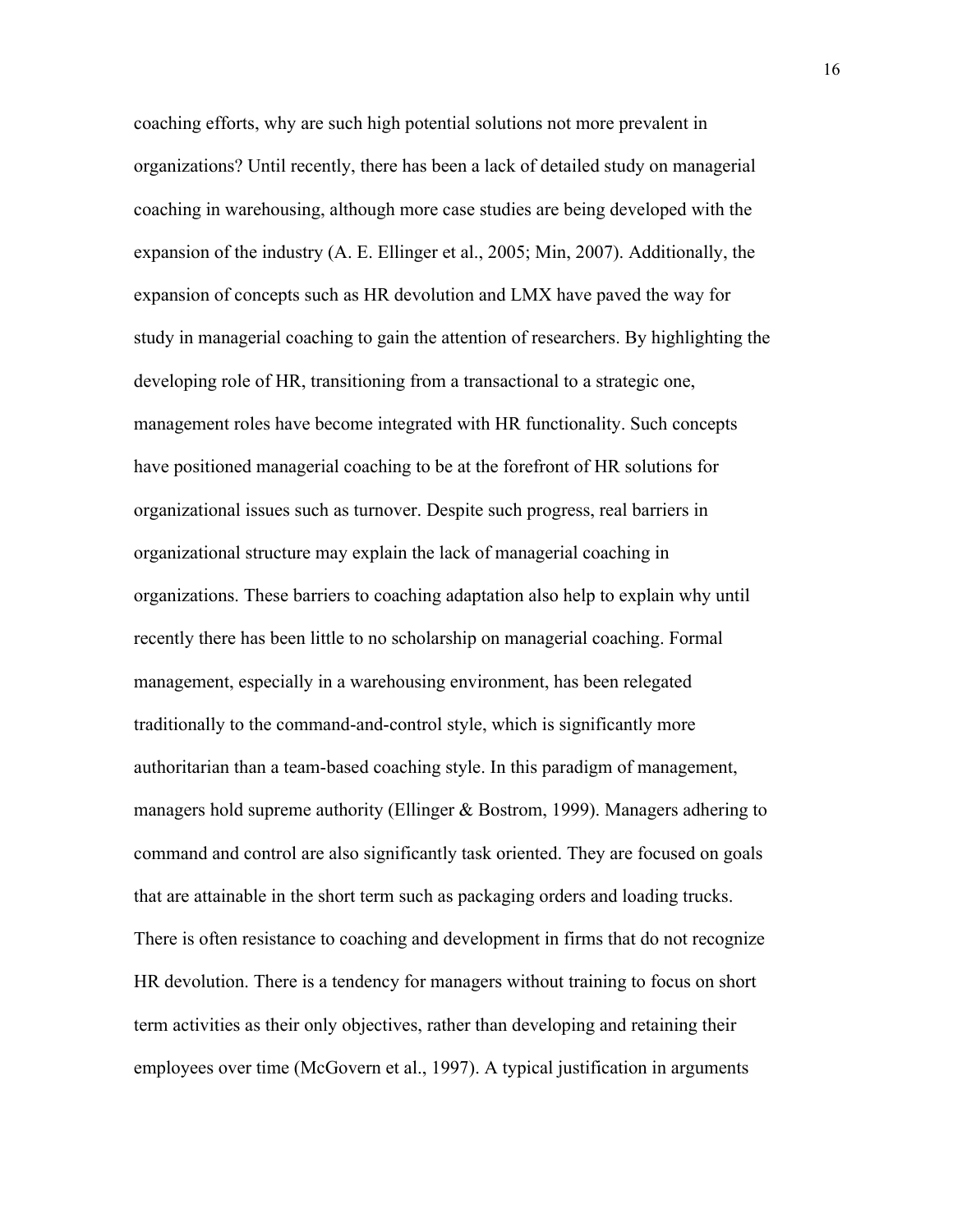coaching efforts, why are such high potential solutions not more prevalent in organizations? Until recently, there has been a lack of detailed study on managerial coaching in warehousing, although more case studies are being developed with the expansion of the industry (A. E. Ellinger et al., 2005; Min, 2007). Additionally, the expansion of concepts such as HR devolution and LMX have paved the way for study in managerial coaching to gain the attention of researchers. By highlighting the developing role of HR, transitioning from a transactional to a strategic one, management roles have become integrated with HR functionality. Such concepts have positioned managerial coaching to be at the forefront of HR solutions for organizational issues such as turnover. Despite such progress, real barriers in organizational structure may explain the lack of managerial coaching in organizations. These barriers to coaching adaptation also help to explain why until recently there has been little to no scholarship on managerial coaching. Formal management, especially in a warehousing environment, has been relegated traditionally to the command-and-control style, which is significantly more authoritarian than a team-based coaching style. In this paradigm of management, managers hold supreme authority (Ellinger & Bostrom, 1999). Managers adhering to command and control are also significantly task oriented. They are focused on goals that are attainable in the short term such as packaging orders and loading trucks. There is often resistance to coaching and development in firms that do not recognize HR devolution. There is a tendency for managers without training to focus on short term activities as their only objectives, rather than developing and retaining their employees over time (McGovern et al., 1997). A typical justification in arguments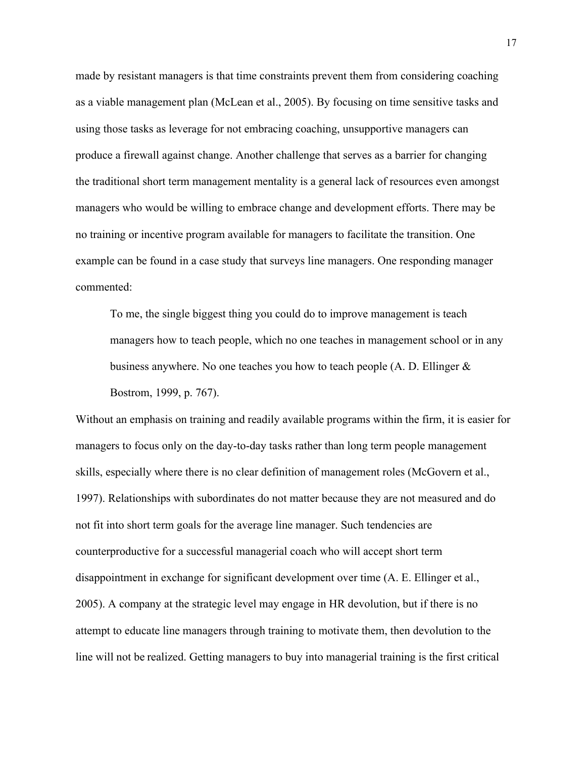made by resistant managers is that time constraints prevent them from considering coaching as a viable management plan (McLean et al., 2005). By focusing on time sensitive tasks and using those tasks as leverage for not embracing coaching, unsupportive managers can produce a firewall against change. Another challenge that serves as a barrier for changing the traditional short term management mentality is a general lack of resources even amongst managers who would be willing to embrace change and development efforts. There may be no training or incentive program available for managers to facilitate the transition. One example can be found in a case study that surveys line managers. One responding manager commented:

> To me, the single biggest thing you could do to improve management is teach managers how to teach people, which no one teaches in management school or in any business anywhere. No one teaches you how to teach people (A. D. Ellinger & Bostrom, 1999, p. 767).

Without an emphasis on training and readily available programs within the firm, it is easier for managers to focus only on the day-to-day tasks rather than long term people management skills, especially where there is no clear definition of management roles (McGovern et al., 1997). Relationships with subordinates do not matter because they are not measured and do not fit into short term goals for the average line manager. Such tendencies are counterproductive for a successful managerial coach who will accept short term disappointment in exchange for significant development over time (A. E. Ellinger et al., 2005). A company at the strategic level may engage in HR devolution, but if there is no attempt to educate line managers through training to motivate them, then devolution to the line will not be realized. Getting managers to buy into managerial training is the first critical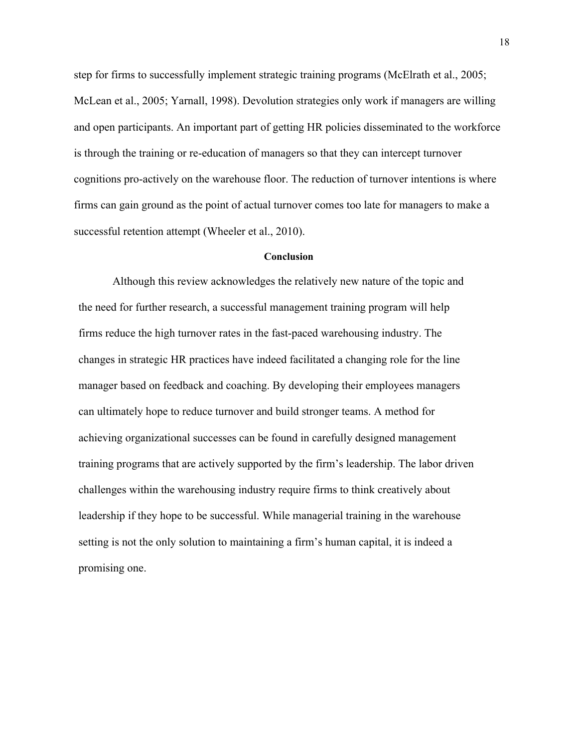step for firms to successfully implement strategic training programs (McElrath et al., 2005; McLean et al., 2005; Yarnall, 1998). Devolution strategies only work if managers are willing and open participants. An important part of getting HR policies disseminated to the workforce is through the training or re-education of managers so that they can intercept turnover cognitions pro-actively on the warehouse floor. The reduction of turnover intentions is where firms can gain ground as the point of actual turnover comes too late for managers to make a successful retention attempt (Wheeler et al., 2010).

## Conclusion

Although this review acknowledges the relatively new nature of the topic and the need for further research, a successful management training program will help firms reduce the high turnover rates in the fast-paced warehousing industry. The changes in strategic HR practices have indeed facilitated a changing role for the line manager based on feedback and coaching. By developing their employees managers can ultimately hope to reduce turnover and build stronger teams. A method for achieving organizational successes can be found in carefully designed management training programs that are actively supported by the firm's leadership. The labor driven challenges within the warehousing industry require firms to think creatively about leadership if they hope to be successful. While managerial training in the warehouse setting is not the only solution to maintaining a firm's human capital, it is indeed a promising one.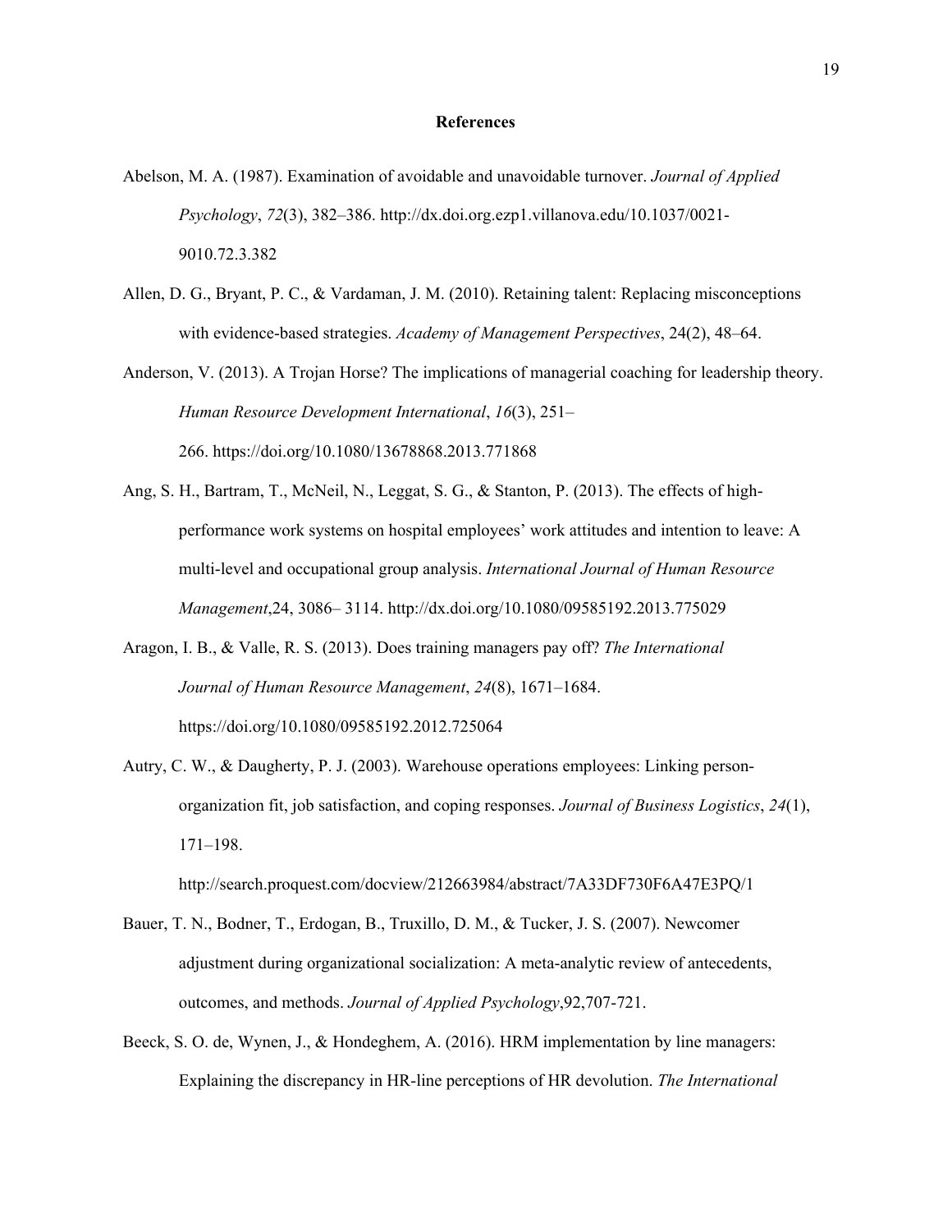## References

Abelson, M. A. (1987). Examination of avoidable and unavoidable turnover. *Journal of Applied Psychology*, *72*(3), 382–386. http://dx.doi.org.ezp1.villanova.edu/10.1037/0021-9010.72.3.382

Allen, D. G., Bryant, P. C., & Vardaman, J. M. (2010). Retaining talent: Replacing misconceptions with evidence-based strategies. *Academy of Management Perspectives*, 24(2), 48–64.

Anderson, V. (2013). A Trojan Horse? The implications of managerial coaching for leadership theory. *Human Resource Development International*, *16*(3), 251–266. https://doi.org/10.1080/13678868.2013.771868

Ang, S. H., Bartram, T., McNeil, N., Leggat, S. G., & Stanton, P. (2013). The effects of high-performance work systems on hospital employees' work attitudes and intention to leave: A multi-level and occupational group analysis. *International Journal of Human Resource Management*,24, 3086– 3114. http://dx.doi.org/10.1080/09585192.2013.775029

Aragon, I. B., & Valle, R. S. (2013). Does training managers pay off? *The International Journal of Human Resource Management*, *24*(8), 1671–1684. https://doi.org/10.1080/09585192.2012.725064

Autry, C. W., & Daugherty, P. J. (2003). Warehouse operations employees: Linking person-organization fit, job satisfaction, and coping responses. *Journal of Business Logistics*, *24*(1), 171–198. http://search.proquest.com/docview/212663984/abstract/7A33DF730F6A47E3PQ/1

Bauer, T. N., Bodner, T., Erdogan, B., Truxillo, D. M., & Tucker, J. S. (2007). Newcomer adjustment during organizational socialization: A meta-analytic review of antecedents, outcomes, and methods. *Journal of Applied Psychology*,92,707-721.

Beeck, S. O. de, Wynen, J., & Hondeghem, A. (2016). HRM implementation by line managers: Explaining the discrepancy in HR-line perceptions of HR devolution. *The International*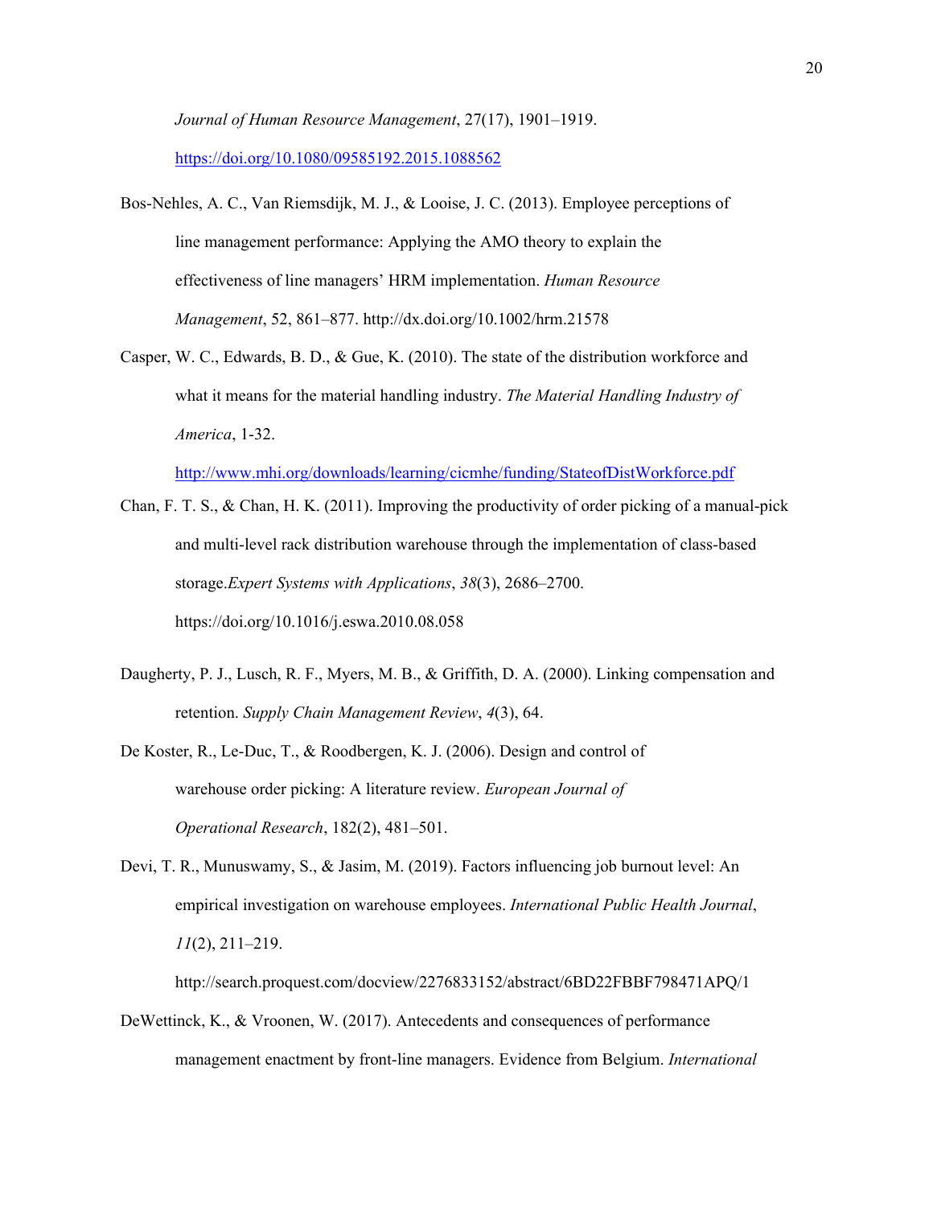*Journal of Human Resource Management*, 27(17), 1901–1919. https://doi.org/10.1080/09585192.2015.1088562

Bos-Nehles, A. C., Van Riemsdijk, M. J., & Looise, J. C. (2013). Employee perceptions of line management performance: Applying the AMO theory to explain the effectiveness of line managers' HRM implementation. *Human Resource Management*, 52, 861–877. http://dx.doi.org/10.1002/hrm.21578

Casper, W. C., Edwards, B. D., & Gue, K. (2010). The state of the distribution workforce and what it means for the material handling industry. *The Material Handling Industry of America*, 1-32. http://www.mhi.org/downloads/learning/cicmhe/funding/StateofDistWorkforce.pdf

Chan, F. T. S., & Chan, H. K. (2011). Improving the productivity of order picking of a manual-pick and multi-level rack distribution warehouse through the implementation of class-based storage.*Expert Systems with Applications*, *38*(3), 2686–2700. https://doi.org/10.1016/j.eswa.2010.08.058

Daugherty, P. J., Lusch, R. F., Myers, M. B., & Griffith, D. A. (2000). Linking compensation and retention. *Supply Chain Management Review*, *4*(3), 64.

De Koster, R., Le-Duc, T., & Roodbergen, K. J. (2006). Design and control of warehouse order picking: A literature review. *European Journal of Operational Research*, 182(2), 481–501.

Devi, T. R., Munuswamy, S., & Jasim, M. (2019). Factors influencing job burnout level: An empirical investigation on warehouse employees. *International Public Health Journal*, *11*(2), 211–219. http://search.proquest.com/docview/2276833152/abstract/6BD22FBBF798471APQ/1

DeWettinck, K., & Vroonen, W. (2017). Antecedents and consequences of performance management enactment by front-line managers. Evidence from Belgium. *International*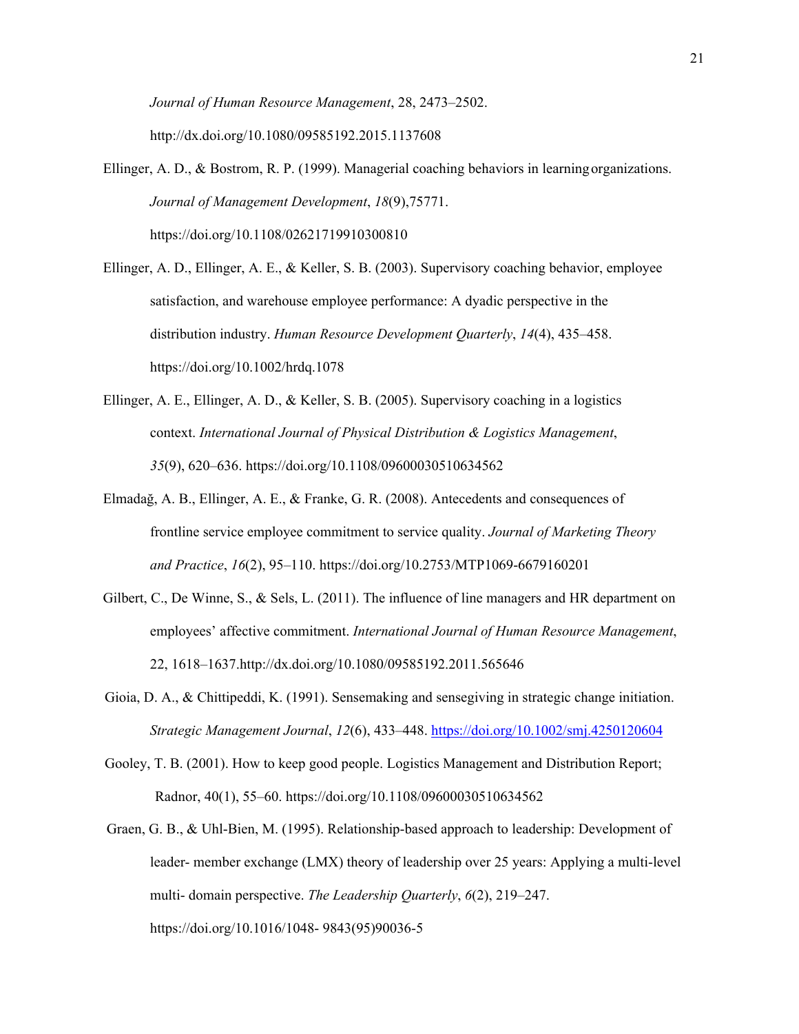*Journal of Human Resource Management*, 28, 2473–2502. http://dx.doi.org/10.1080/09585192.2015.1137608

Ellinger, A. D., & Bostrom, R. P. (1999). Managerial coaching behaviors in learning organizations. *Journal of Management Development*, *18*(9),75771. https://doi.org/10.1108/02621719910300810

Ellinger, A. D., Ellinger, A. E., & Keller, S. B. (2003). Supervisory coaching behavior, employee satisfaction, and warehouse employee performance: A dyadic perspective in the distribution industry. *Human Resource Development Quarterly*, *14*(4), 435–458. https://doi.org/10.1002/hrdq.1078

Ellinger, A. E., Ellinger, A. D., & Keller, S. B. (2005). Supervisory coaching in a logistics context. *International Journal of Physical Distribution & Logistics Management*, *35*(9), 620–636. https://doi.org/10.1108/09600030510634562

Elmadağ, A. B., Ellinger, A. E., & Franke, G. R. (2008). Antecedents and consequences of frontline service employee commitment to service quality. *Journal of Marketing Theory and Practice*, *16*(2), 95–110. https://doi.org/10.2753/MTP1069-6679160201

Gilbert, C., De Winne, S., & Sels, L. (2011). The influence of line managers and HR department on employees' affective commitment. *International Journal of Human Resource Management*, 22, 1618–1637.http://dx.doi.org/10.1080/09585192.2011.565646

Gioia, D. A., & Chittipeddi, K. (1991). Sensemaking and sensegiving in strategic change initiation. *Strategic Management Journal*, *12*(6), 433–448. https://doi.org/10.1002/smj.4250120604

Gooley, T. B. (2001). How to keep good people. Logistics Management and Distribution Report; Radnor, 40(1), 55–60. https://doi.org/10.1108/09600030510634562

Graen, G. B., & Uhl-Bien, M. (1995). Relationship-based approach to leadership: Development of leader- member exchange (LMX) theory of leadership over 25 years: Applying a multi-level multi- domain perspective. *The Leadership Quarterly*, *6*(2), 219–247. https://doi.org/10.1016/1048- 9843(95)90036-5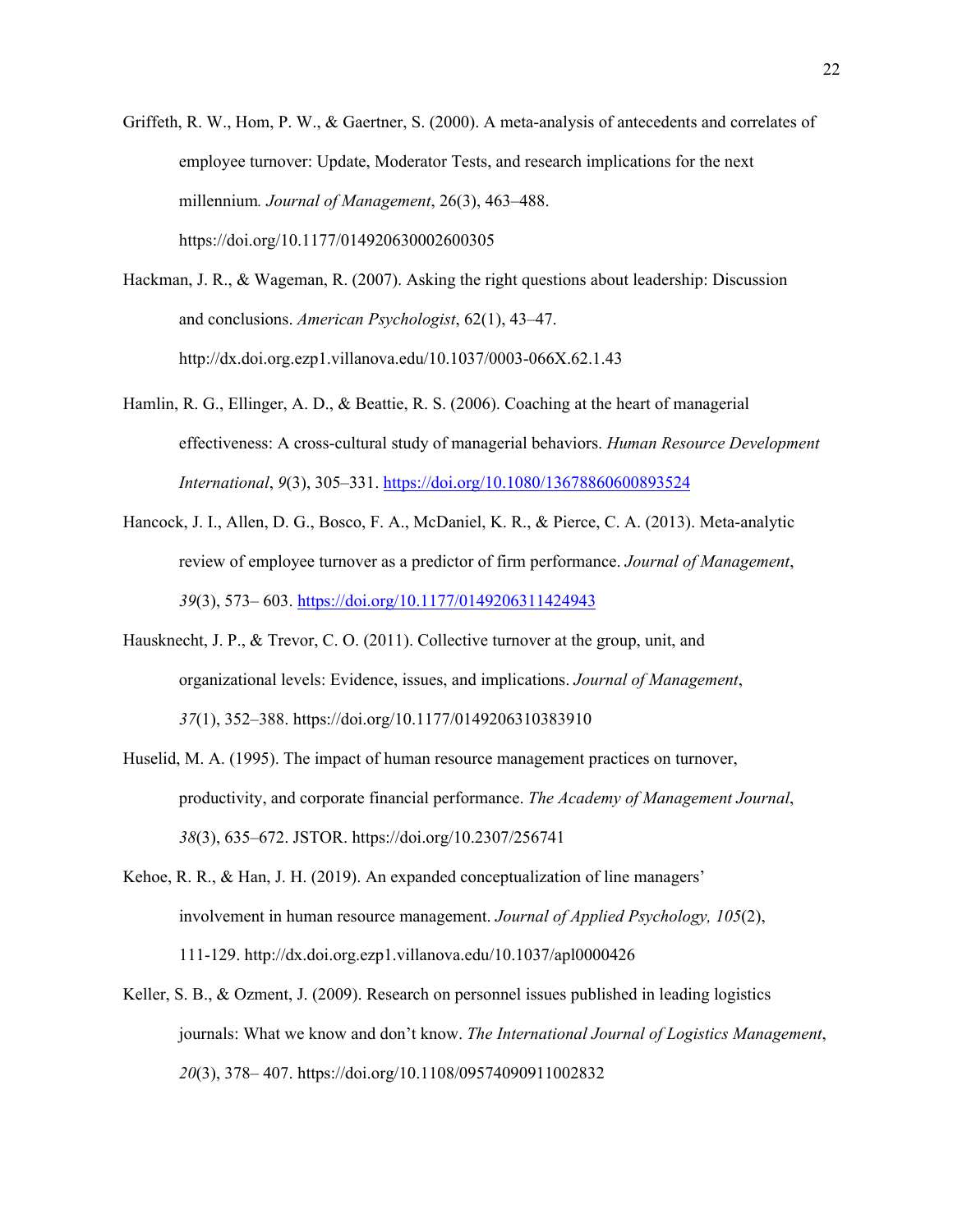Griffeth, R. W., Hom, P. W., & Gaertner, S. (2000). A meta-analysis of antecedents and correlates of employee turnover: Update, Moderator Tests, and research implications for the next millennium*. Journal of Management*, 26(3), 463–488. https://doi.org/10.1177/014920630002600305

Hackman, J. R., & Wageman, R. (2007). Asking the right questions about leadership: Discussion and conclusions. *American Psychologist*, 62(1), 43–47. http://dx.doi.org.ezp1.villanova.edu/10.1037/0003-066X.62.1.43

Hamlin, R. G., Ellinger, A. D., & Beattie, R. S. (2006). Coaching at the heart of managerial effectiveness: A cross-cultural study of managerial behaviors. *Human Resource Development International*, *9*(3), 305–331. https://doi.org/10.1080/13678860600893524

Hancock, J. I., Allen, D. G., Bosco, F. A., McDaniel, K. R., & Pierce, C. A. (2013). Meta-analytic review of employee turnover as a predictor of firm performance. *Journal of Management*, *39*(3), 573– 603. https://doi.org/10.1177/0149206311424943

Hausknecht, J. P., & Trevor, C. O. (2011). Collective turnover at the group, unit, and organizational levels: Evidence, issues, and implications. *Journal of Management*, *37*(1), 352–388. https://doi.org/10.1177/0149206310383910

Huselid, M. A. (1995). The impact of human resource management practices on turnover, productivity, and corporate financial performance. *The Academy of Management Journal*, *38*(3), 635–672. JSTOR. https://doi.org/10.2307/256741

Kehoe, R. R., & Han, J. H. (2019). An expanded conceptualization of line managers' involvement in human resource management. *Journal of Applied Psychology, 105*(2), 111-129. http://dx.doi.org.ezp1.villanova.edu/10.1037/apl0000426

Keller, S. B., & Ozment, J. (2009). Research on personnel issues published in leading logistics journals: What we know and don't know. *The International Journal of Logistics Management*, *20*(3), 378– 407. https://doi.org/10.1108/09574090911002832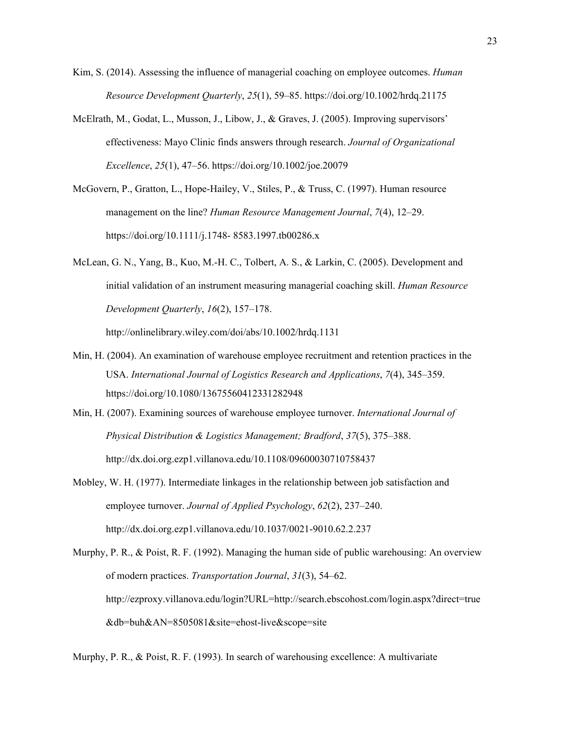Kim, S. (2014). Assessing the influence of managerial coaching on employee outcomes. *Human Resource Development Quarterly*, *25*(1), 59–85. https://doi.org/10.1002/hrdq.21175

McElrath, M., Godat, L., Musson, J., Libow, J., & Graves, J. (2005). Improving supervisors' effectiveness: Mayo Clinic finds answers through research. *Journal of Organizational Excellence*, *25*(1), 47–56. https://doi.org/10.1002/joe.20079

McGovern, P., Gratton, L., Hope-Hailey, V., Stiles, P., & Truss, C. (1997). Human resource management on the line? *Human Resource Management Journal*, *7*(4), 12–29. https://doi.org/10.1111/j.1748- 8583.1997.tb00286.x

McLean, G. N., Yang, B., Kuo, M.-H. C., Tolbert, A. S., & Larkin, C. (2005). Development and initial validation of an instrument measuring managerial coaching skill. *Human Resource Development Quarterly*, *16*(2), 157–178. http://onlinelibrary.wiley.com/doi/abs/10.1002/hrdq.1131

Min, H. (2004). An examination of warehouse employee recruitment and retention practices in the USA. *International Journal of Logistics Research and Applications*, *7*(4), 345–359. https://doi.org/10.1080/13675560412331282948

Min, H. (2007). Examining sources of warehouse employee turnover. *International Journal of Physical Distribution & Logistics Management; Bradford*, *37*(5), 375–388. http://dx.doi.org.ezp1.villanova.edu/10.1108/09600030710758437

Mobley, W. H. (1977). Intermediate linkages in the relationship between job satisfaction and employee turnover. *Journal of Applied Psychology*, *62*(2), 237–240. http://dx.doi.org.ezp1.villanova.edu/10.1037/0021-9010.62.2.237

Murphy, P. R., & Poist, R. F. (1992). Managing the human side of public warehousing: An overview of modern practices. *Transportation Journal*, *31*(3), 54–62. http://ezproxy.villanova.edu/login?URL=http://search.ebscohost.com/login.aspx?direct=true&db=buh&AN=8505081&site=ehost-live&scope=site

Murphy, P. R., & Poist, R. F. (1993). In search of warehousing excellence: A multivariate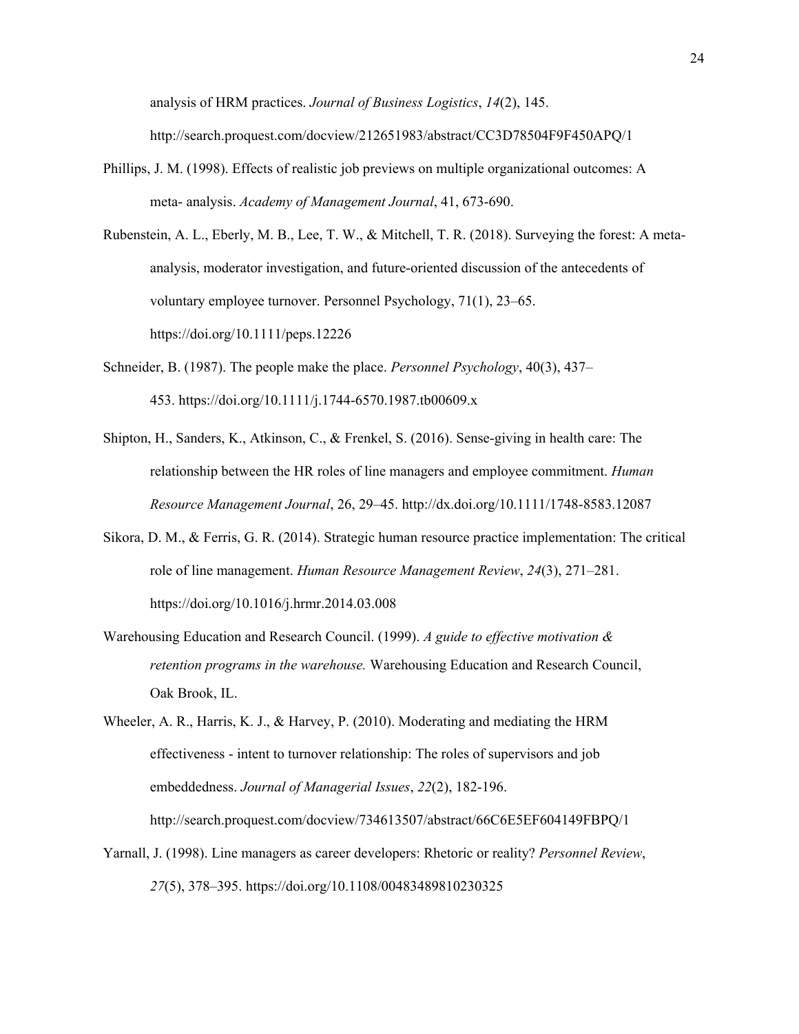analysis of HRM practices. *Journal of Business Logistics*, *14*(2), 145. http://search.proquest.com/docview/212651983/abstract/CC3D78504F9F450APQ/1

Phillips, J. M. (1998). Effects of realistic job previews on multiple organizational outcomes: A meta- analysis. *Academy of Management Journal*, 41, 673-690.

Rubenstein, A. L., Eberly, M. B., Lee, T. W., & Mitchell, T. R. (2018). Surveying the forest: A meta-analysis, moderator investigation, and future-oriented discussion of the antecedents of voluntary employee turnover. Personnel Psychology, 71(1), 23–65. https://doi.org/10.1111/peps.12226

Schneider, B. (1987). The people make the place. *Personnel Psychology*, 40(3), 437–453. https://doi.org/10.1111/j.1744-6570.1987.tb00609.x

Shipton, H., Sanders, K., Atkinson, C., & Frenkel, S. (2016). Sense-giving in health care: The relationship between the HR roles of line managers and employee commitment. *Human Resource Management Journal*, 26, 29–45. http://dx.doi.org/10.1111/1748-8583.12087

Sikora, D. M., & Ferris, G. R. (2014). Strategic human resource practice implementation: The critical role of line management. *Human Resource Management Review*, *24*(3), 271–281. https://doi.org/10.1016/j.hrmr.2014.03.008

Warehousing Education and Research Council. (1999). *A guide to effective motivation & retention programs in the warehouse.* Warehousing Education and Research Council, Oak Brook, IL.

Wheeler, A. R., Harris, K. J., & Harvey, P. (2010). Moderating and mediating the HRM effectiveness - intent to turnover relationship: The roles of supervisors and job embeddedness. *Journal of Managerial Issues*, *22*(2), 182-196. http://search.proquest.com/docview/734613507/abstract/66C6E5EF604149FBPQ/1

Yarnall, J. (1998). Line managers as career developers: Rhetoric or reality? *Personnel Review*, *27*(5), 378–395. https://doi.org/10.1108/00483489810230325